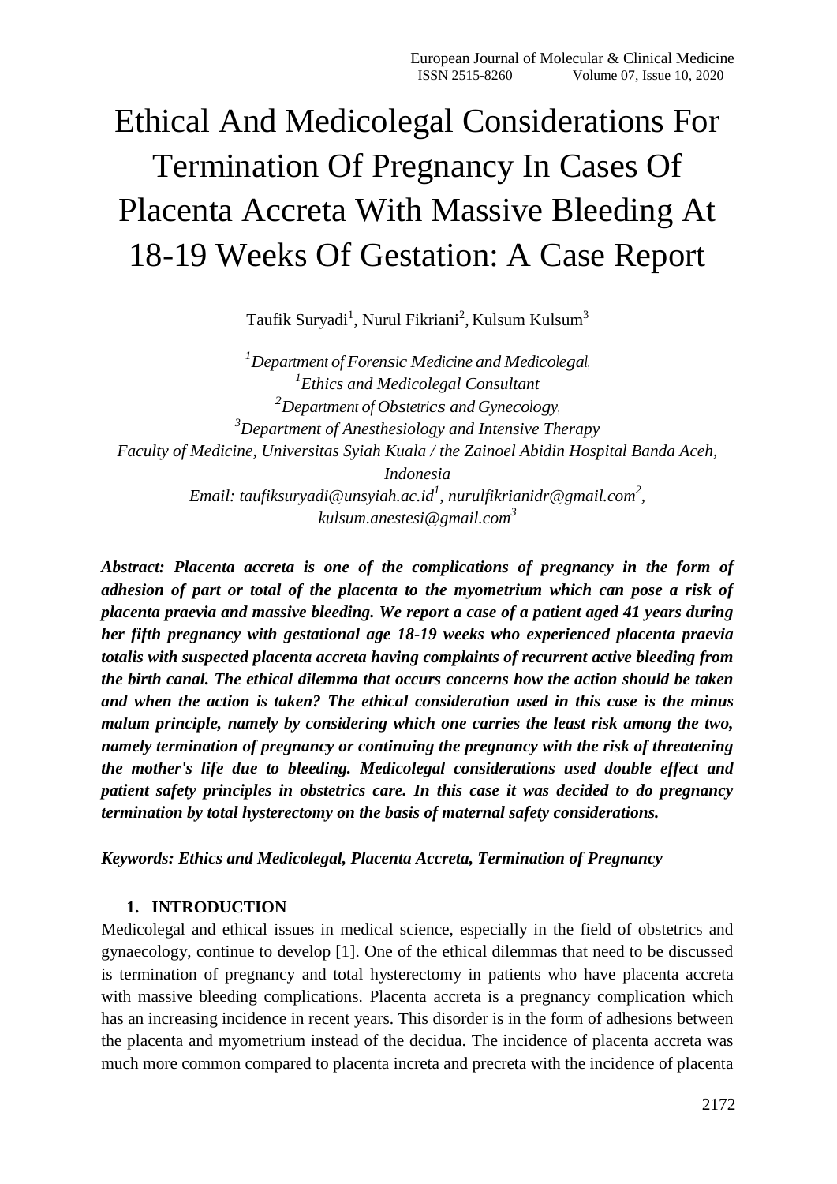# Ethical And Medicolegal Considerations For Termination Of Pregnancy In Cases Of Placenta Accreta With Massive Bleeding At 18-19 Weeks Of Gestation: A Case Report

Taufik Suryadi[1], Nurul Fikriani[2], Kulsum Kulsum[3]

*[1]Department of Forensic Medicine and Medicolegal,*
*[1]Ethics and Medicolegal Consultant*
*[2]Department of Obstetrics and Gynecology,*
*[3]Department of Anesthesiology and Intensive Therapy*
*Faculty of Medicine, Universitas Syiah Kuala / the Zainoel Abidin Hospital Banda Aceh, Indonesia*
*Email: taufiksuryadi@unsyiah.ac.id[1], nurulfikrianidr@gmail.com[2], kulsum.anestesi@gmail.com[3]*

***Abstract: Placenta accreta is one of the complications of pregnancy in the form of adhesion of part or total of the placenta to the myometrium which can pose a risk of placenta praevia and massive bleeding. We report a case of a patient aged 41 years during her fifth pregnancy with gestational age 18-19 weeks who experienced placenta praevia totalis with suspected placenta accreta having complaints of recurrent active bleeding from the birth canal. The ethical dilemma that occurs concerns how the action should be taken and when the action is taken? The ethical consideration used in this case is the minus malum principle, namely by considering which one carries the least risk among the two, namely termination of pregnancy or continuing the pregnancy with the risk of threatening the mother's life due to bleeding. Medicolegal considerations used double effect and patient safety principles in obstetrics care. In this case it was decided to do pregnancy termination by total hysterectomy on the basis of maternal safety considerations.***

***Keywords: Ethics and Medicolegal, Placenta Accreta, Termination of Pregnancy***

## 1. INTRODUCTION

Medicolegal and ethical issues in medical science, especially in the field of obstetrics and gynaecology, continue to develop [1]. One of the ethical dilemmas that need to be discussed is termination of pregnancy and total hysterectomy in patients who have placenta accreta with massive bleeding complications. Placenta accreta is a pregnancy complication which has an increasing incidence in recent years. This disorder is in the form of adhesions between the placenta and myometrium instead of the decidua. The incidence of placenta accreta was much more common compared to placenta increta and precreta with the incidence of placenta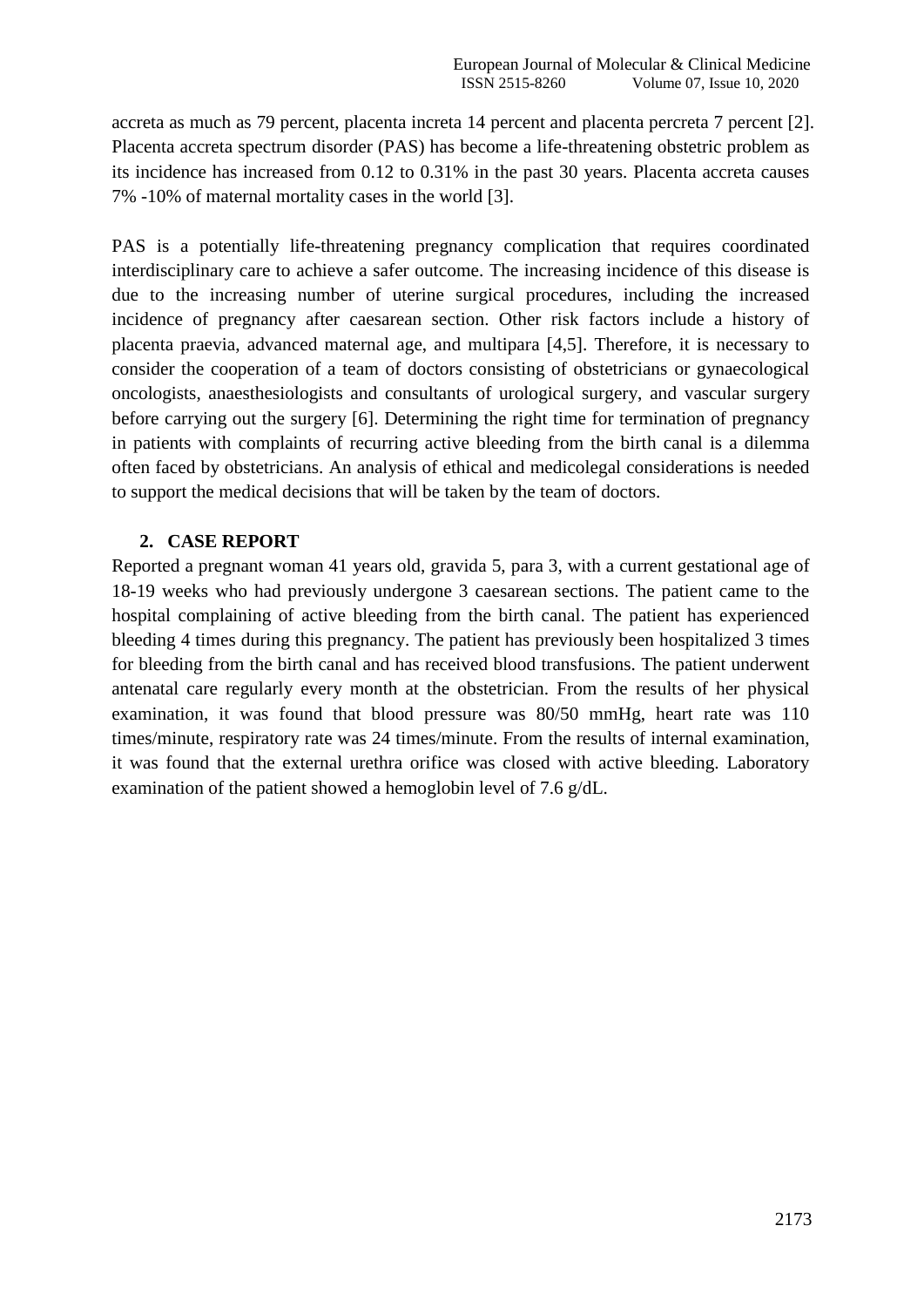accreta as much as 79 percent, placenta increta 14 percent and placenta percreta 7 percent [2]. Placenta accreta spectrum disorder (PAS) has become a life-threatening obstetric problem as its incidence has increased from 0.12 to 0.31% in the past 30 years. Placenta accreta causes 7% -10% of maternal mortality cases in the world [3].

PAS is a potentially life-threatening pregnancy complication that requires coordinated interdisciplinary care to achieve a safer outcome. The increasing incidence of this disease is due to the increasing number of uterine surgical procedures, including the increased incidence of pregnancy after caesarean section. Other risk factors include a history of placenta praevia, advanced maternal age, and multipara [4,5]. Therefore, it is necessary to consider the cooperation of a team of doctors consisting of obstetricians or gynaecological oncologists, anaesthesiologists and consultants of urological surgery, and vascular surgery before carrying out the surgery [6]. Determining the right time for termination of pregnancy in patients with complaints of recurring active bleeding from the birth canal is a dilemma often faced by obstetricians. An analysis of ethical and medicolegal considerations is needed to support the medical decisions that will be taken by the team of doctors.

## 2. CASE REPORT

Reported a pregnant woman 41 years old, gravida 5, para 3, with a current gestational age of 18-19 weeks who had previously undergone 3 caesarean sections. The patient came to the hospital complaining of active bleeding from the birth canal. The patient has experienced bleeding 4 times during this pregnancy. The patient has previously been hospitalized 3 times for bleeding from the birth canal and has received blood transfusions. The patient underwent antenatal care regularly every month at the obstetrician. From the results of her physical examination, it was found that blood pressure was 80/50 mmHg, heart rate was 110 times/minute, respiratory rate was 24 times/minute. From the results of internal examination, it was found that the external urethra orifice was closed with active bleeding. Laboratory examination of the patient showed a hemoglobin level of 7.6 g/dL.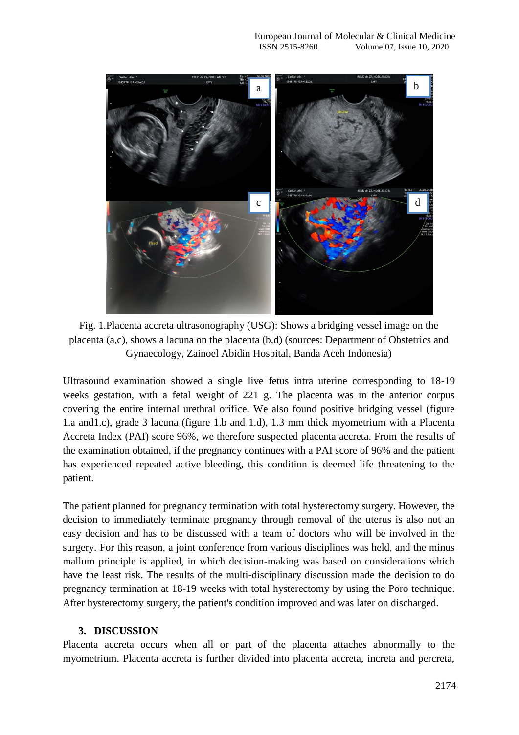Fig. 1.Placenta accreta ultrasonography (USG): Shows a bridging vessel image on the placenta (a,c), shows a lacuna on the placenta (b,d) (sources: Department of Obstetrics and Gynaecology, Zainoel Abidin Hospital, Banda Aceh Indonesia)

Ultrasound examination showed a single live fetus intra uterine corresponding to 18-19 weeks gestation, with a fetal weight of 221 g. The placenta was in the anterior corpus covering the entire internal urethral orifice. We also found positive bridging vessel (figure 1.a and1.c), grade 3 lacuna (figure 1.b and 1.d), 1.3 mm thick myometrium with a Placenta Accreta Index (PAI) score 96%, we therefore suspected placenta accreta. From the results of the examination obtained, if the pregnancy continues with a PAI score of 96% and the patient has experienced repeated active bleeding, this condition is deemed life threatening to the patient.

The patient planned for pregnancy termination with total hysterectomy surgery. However, the decision to immediately terminate pregnancy through removal of the uterus is also not an easy decision and has to be discussed with a team of doctors who will be involved in the surgery. For this reason, a joint conference from various disciplines was held, and the minus mallum principle is applied, in which decision-making was based on considerations which have the least risk. The results of the multi-disciplinary discussion made the decision to do pregnancy termination at 18-19 weeks with total hysterectomy by using the Poro technique. After hysterectomy surgery, the patient's condition improved and was later on discharged.

## 3. DISCUSSION

Placenta accreta occurs when all or part of the placenta attaches abnormally to the myometrium. Placenta accreta is further divided into placenta accreta, increta and percreta,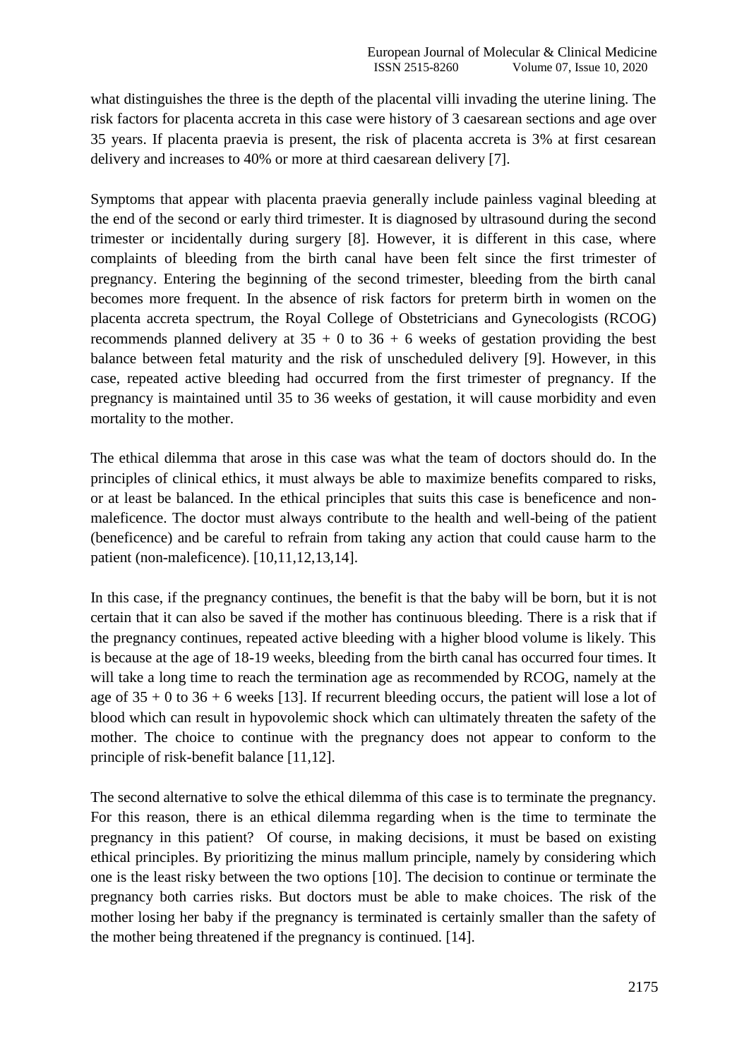what distinguishes the three is the depth of the placental villi invading the uterine lining. The risk factors for placenta accreta in this case were history of 3 caesarean sections and age over 35 years. If placenta praevia is present, the risk of placenta accreta is 3% at first cesarean delivery and increases to 40% or more at third caesarean delivery [7].

Symptoms that appear with placenta praevia generally include painless vaginal bleeding at the end of the second or early third trimester. It is diagnosed by ultrasound during the second trimester or incidentally during surgery [8]. However, it is different in this case, where complaints of bleeding from the birth canal have been felt since the first trimester of pregnancy. Entering the beginning of the second trimester, bleeding from the birth canal becomes more frequent. In the absence of risk factors for preterm birth in women on the placenta accreta spectrum, the Royal College of Obstetricians and Gynecologists (RCOG) recommends planned delivery at 35 + 0 to 36 + 6 weeks of gestation providing the best balance between fetal maturity and the risk of unscheduled delivery [9]. However, in this case, repeated active bleeding had occurred from the first trimester of pregnancy. If the pregnancy is maintained until 35 to 36 weeks of gestation, it will cause morbidity and even mortality to the mother.

The ethical dilemma that arose in this case was what the team of doctors should do. In the principles of clinical ethics, it must always be able to maximize benefits compared to risks, or at least be balanced. In the ethical principles that suits this case is beneficence and non-maleficence. The doctor must always contribute to the health and well-being of the patient (beneficence) and be careful to refrain from taking any action that could cause harm to the patient (non-maleficence). [10,11,12,13,14].

In this case, if the pregnancy continues, the benefit is that the baby will be born, but it is not certain that it can also be saved if the mother has continuous bleeding. There is a risk that if the pregnancy continues, repeated active bleeding with a higher blood volume is likely. This is because at the age of 18-19 weeks, bleeding from the birth canal has occurred four times. It will take a long time to reach the termination age as recommended by RCOG, namely at the age of 35 + 0 to 36 + 6 weeks [13]. If recurrent bleeding occurs, the patient will lose a lot of blood which can result in hypovolemic shock which can ultimately threaten the safety of the mother. The choice to continue with the pregnancy does not appear to conform to the principle of risk-benefit balance [11,12].

The second alternative to solve the ethical dilemma of this case is to terminate the pregnancy. For this reason, there is an ethical dilemma regarding when is the time to terminate the pregnancy in this patient? Of course, in making decisions, it must be based on existing ethical principles. By prioritizing the minus mallum principle, namely by considering which one is the least risky between the two options [10]. The decision to continue or terminate the pregnancy both carries risks. But doctors must be able to make choices. The risk of the mother losing her baby if the pregnancy is terminated is certainly smaller than the safety of the mother being threatened if the pregnancy is continued. [14].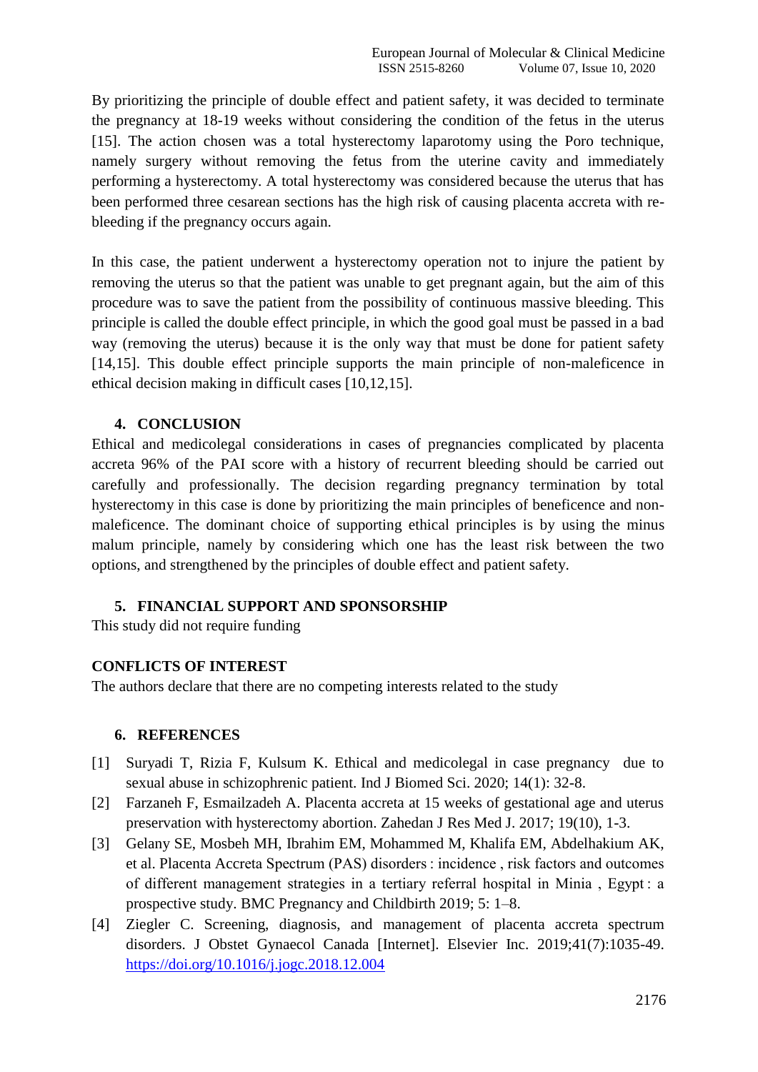By prioritizing the principle of double effect and patient safety, it was decided to terminate the pregnancy at 18-19 weeks without considering the condition of the fetus in the uterus [15]. The action chosen was a total hysterectomy laparotomy using the Poro technique, namely surgery without removing the fetus from the uterine cavity and immediately performing a hysterectomy. A total hysterectomy was considered because the uterus that has been performed three cesarean sections has the high risk of causing placenta accreta with re-bleeding if the pregnancy occurs again.

In this case, the patient underwent a hysterectomy operation not to injure the patient by removing the uterus so that the patient was unable to get pregnant again, but the aim of this procedure was to save the patient from the possibility of continuous massive bleeding. This principle is called the double effect principle, in which the good goal must be passed in a bad way (removing the uterus) because it is the only way that must be done for patient safety [14,15]. This double effect principle supports the main principle of non-maleficence in ethical decision making in difficult cases [10,12,15].

## 4. CONCLUSION

Ethical and medicolegal considerations in cases of pregnancies complicated by placenta accreta 96% of the PAI score with a history of recurrent bleeding should be carried out carefully and professionally. The decision regarding pregnancy termination by total hysterectomy in this case is done by prioritizing the main principles of beneficence and non-maleficence. The dominant choice of supporting ethical principles is by using the minus malum principle, namely by considering which one has the least risk between the two options, and strengthened by the principles of double effect and patient safety.

## 5. FINANCIAL SUPPORT AND SPONSORSHIP

This study did not require funding

## CONFLICTS OF INTEREST

The authors declare that there are no competing interests related to the study

## 6. REFERENCES

[1] Suryadi T, Rizia F, Kulsum K. Ethical and medicolegal in case pregnancy due to sexual abuse in schizophrenic patient. Ind J Biomed Sci. 2020; 14(1): 32-8.

[2] Farzaneh F, Esmailzadeh A. Placenta accreta at 15 weeks of gestational age and uterus preservation with hysterectomy abortion. Zahedan J Res Med J. 2017; 19(10), 1-3.

[3] Gelany SE, Mosbeh MH, Ibrahim EM, Mohammed M, Khalifa EM, Abdelhakium AK, et al. Placenta Accreta Spectrum (PAS) disorders : incidence , risk factors and outcomes of different management strategies in a tertiary referral hospital in Minia , Egypt : a prospective study. BMC Pregnancy and Childbirth 2019; 5: 1–8.

[4] Ziegler C. Screening, diagnosis, and management of placenta accreta spectrum disorders. J Obstet Gynaecol Canada [Internet]. Elsevier Inc. 2019;41(7):1035-49. https://doi.org/10.1016/j.jogc.2018.12.004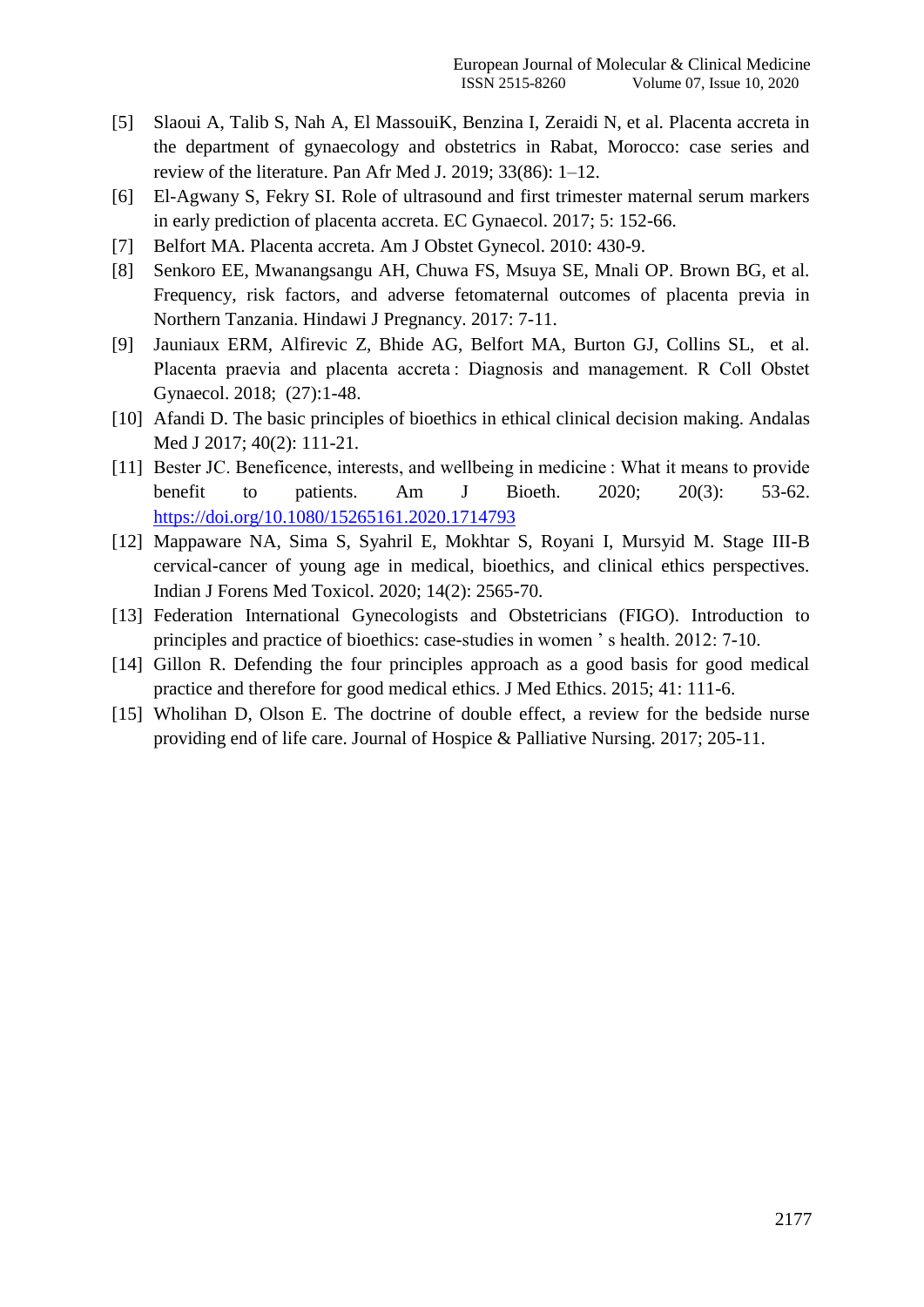[5] Slaoui A, Talib S, Nah A, El MassouiK, Benzina I, Zeraidi N, et al. Placenta accreta in the department of gynaecology and obstetrics in Rabat, Morocco: case series and review of the literature. Pan Afr Med J. 2019; 33(86): 1–12.

[6] El-Agwany S, Fekry SI. Role of ultrasound and first trimester maternal serum markers in early prediction of placenta accreta. EC Gynaecol. 2017; 5: 152-66.

[7] Belfort MA. Placenta accreta. Am J Obstet Gynecol. 2010: 430-9.

[8] Senkoro EE, Mwanangsangu AH, Chuwa FS, Msuya SE, Mnali OP. Brown BG, et al. Frequency, risk factors, and adverse fetomaternal outcomes of placenta previa in Northern Tanzania. Hindawi J Pregnancy. 2017: 7-11.

[9] Jauniaux ERM, Alfirevic Z, Bhide AG, Belfort MA, Burton GJ, Collins SL, et al. Placenta praevia and placenta accreta : Diagnosis and management. R Coll Obstet Gynaecol. 2018; (27):1-48.

[10] Afandi D. The basic principles of bioethics in ethical clinical decision making. Andalas Med J 2017; 40(2): 111-21.

[11] Bester JC. Beneficence, interests, and wellbeing in medicine : What it means to provide benefit to patients. Am J Bioeth. 2020; 20(3): 53-62. https://doi.org/10.1080/15265161.2020.1714793

[12] Mappaware NA, Sima S, Syahril E, Mokhtar S, Royani I, Mursyid M. Stage III-B cervical-cancer of young age in medical, bioethics, and clinical ethics perspectives. Indian J Forens Med Toxicol. 2020; 14(2): 2565-70.

[13] Federation International Gynecologists and Obstetricians (FIGO). Introduction to principles and practice of bioethics: case-studies in women ' s health. 2012: 7-10.

[14] Gillon R. Defending the four principles approach as a good basis for good medical practice and therefore for good medical ethics. J Med Ethics. 2015; 41: 111-6.

[15] Wholihan D, Olson E. The doctrine of double effect, a review for the bedside nurse providing end of life care. Journal of Hospice & Palliative Nursing. 2017; 205-11.